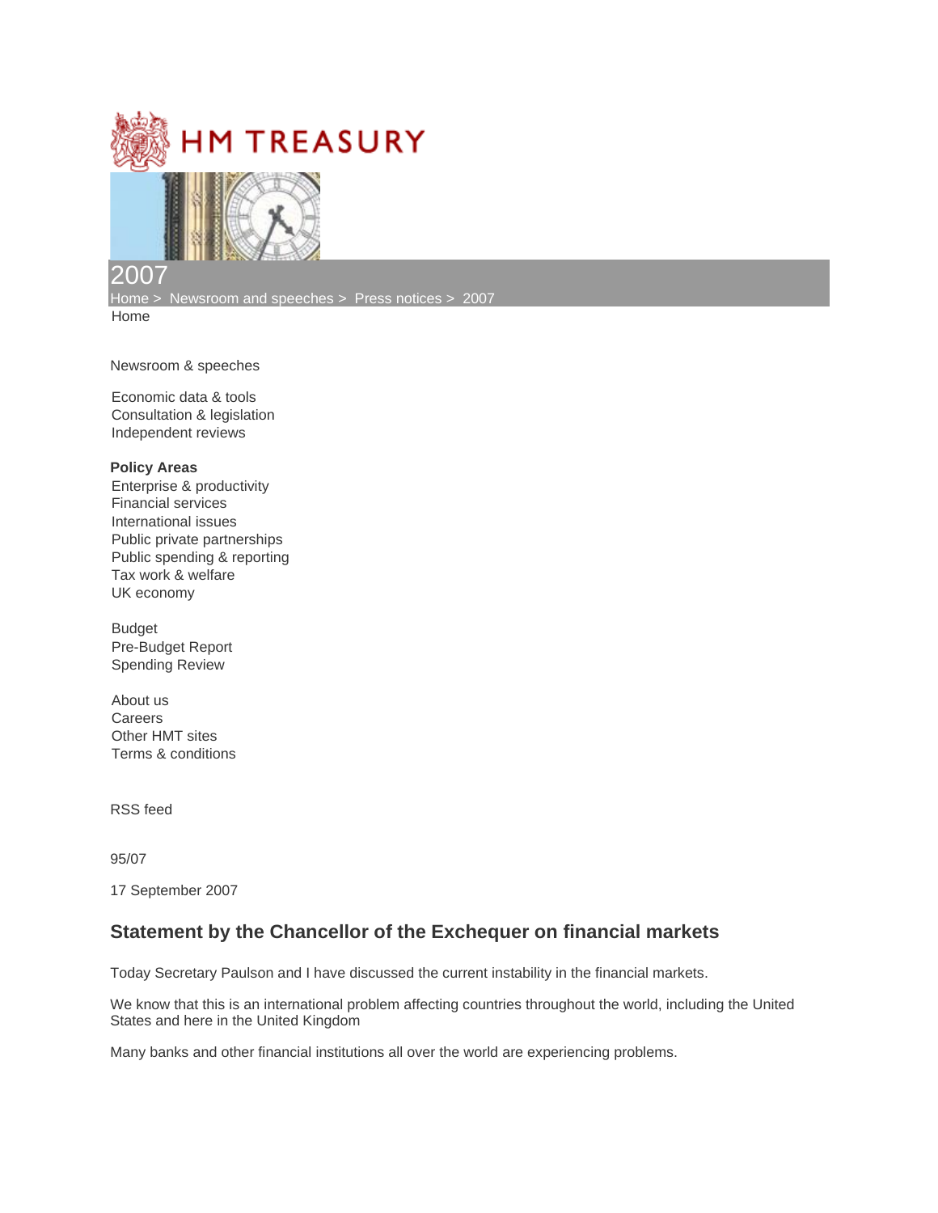HM TREASURY

2007

Home > Newsroom and speeches > Press notices > 2007

Home

Newsroom & speeches

Economic data & tools
Consultation & legislation
Independent reviews

**Policy Areas**

Enterprise & productivity
Financial services
International issues
Public private partnerships
Public spending & reporting
Tax work & welfare
UK economy

Budget
Pre-Budget Report
Spending Review

About us
Careers
Other HMT sites
Terms & conditions

RSS feed

95/07

17 September 2007

## Statement by the Chancellor of the Exchequer on financial markets

Today Secretary Paulson and I have discussed the current instability in the financial markets.

We know that this is an international problem affecting countries throughout the world, including the United States and here in the United Kingdom

Many banks and other financial institutions all over the world are experiencing problems.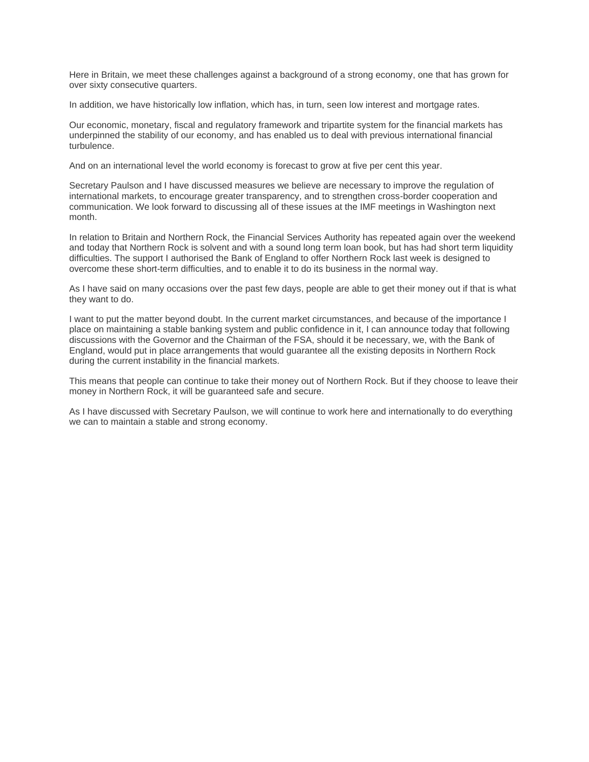Here in Britain, we meet these challenges against a background of a strong economy, one that has grown for over sixty consecutive quarters.

In addition, we have historically low inflation, which has, in turn, seen low interest and mortgage rates.

Our economic, monetary, fiscal and regulatory framework and tripartite system for the financial markets has underpinned the stability of our economy, and has enabled us to deal with previous international financial turbulence.

And on an international level the world economy is forecast to grow at five per cent this year.

Secretary Paulson and I have discussed measures we believe are necessary to improve the regulation of international markets, to encourage greater transparency, and to strengthen cross-border cooperation and communication. We look forward to discussing all of these issues at the IMF meetings in Washington next month.

In relation to Britain and Northern Rock, the Financial Services Authority has repeated again over the weekend and today that Northern Rock is solvent and with a sound long term loan book, but has had short term liquidity difficulties. The support I authorised the Bank of England to offer Northern Rock last week is designed to overcome these short-term difficulties, and to enable it to do its business in the normal way.

As I have said on many occasions over the past few days, people are able to get their money out if that is what they want to do.

I want to put the matter beyond doubt. In the current market circumstances, and because of the importance I place on maintaining a stable banking system and public confidence in it, I can announce today that following discussions with the Governor and the Chairman of the FSA, should it be necessary, we, with the Bank of England, would put in place arrangements that would guarantee all the existing deposits in Northern Rock during the current instability in the financial markets.

This means that people can continue to take their money out of Northern Rock. But if they choose to leave their money in Northern Rock, it will be guaranteed safe and secure.

As I have discussed with Secretary Paulson, we will continue to work here and internationally to do everything we can to maintain a stable and strong economy.